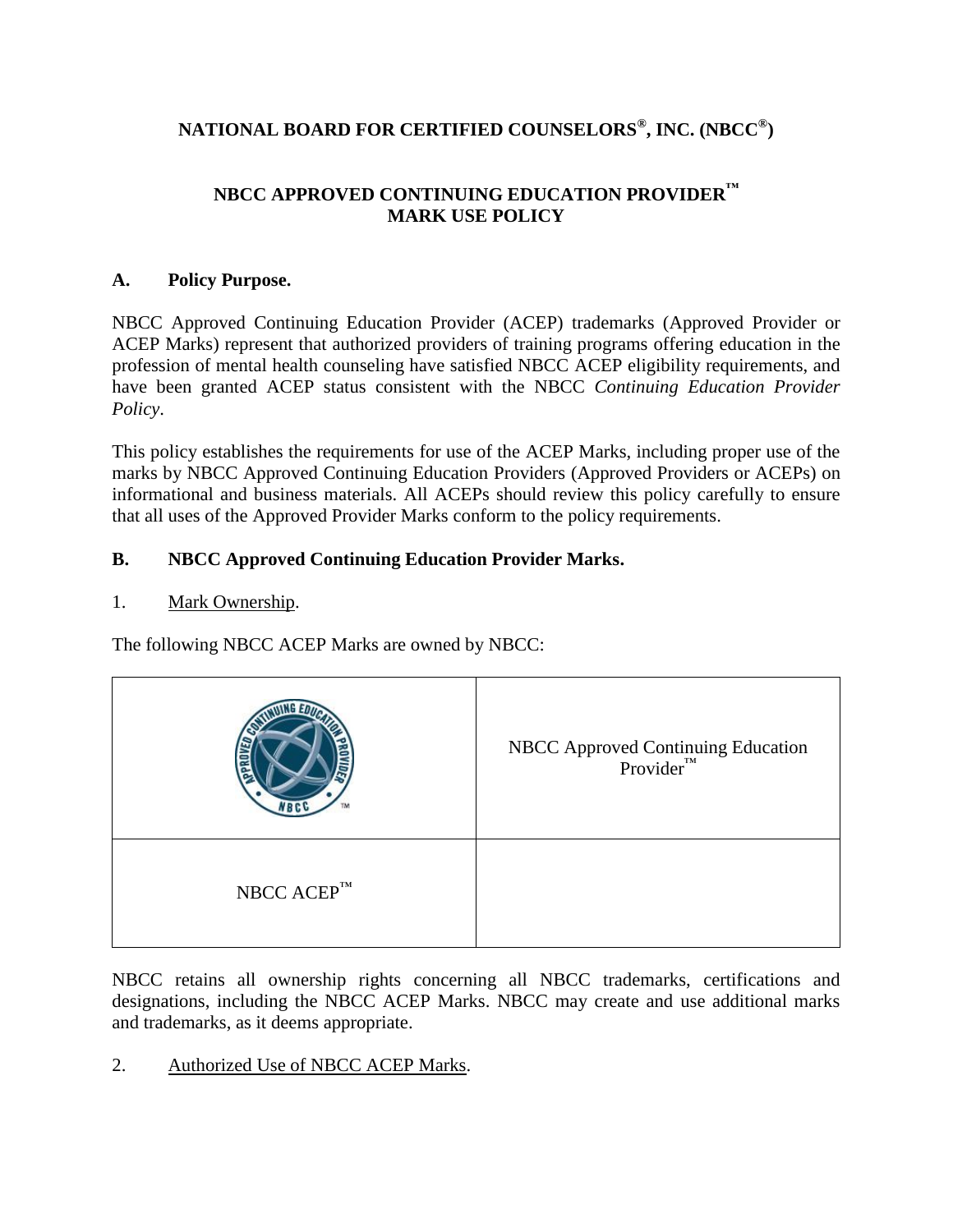# NATIONAL BOARD FOR CERTIFIED COUNSELORS®, INC. (NBCC®)

## NBCC APPROVED CONTINUING EDUCATION PROVIDER™ MARK USE POLICY

### A. Policy Purpose.

NBCC Approved Continuing Education Provider (ACEP) trademarks (Approved Provider or ACEP Marks) represent that authorized providers of training programs offering education in the profession of mental health counseling have satisfied NBCC ACEP eligibility requirements, and have been granted ACEP status consistent with the NBCC *Continuing Education Provider Policy*.

This policy establishes the requirements for use of the ACEP Marks, including proper use of the marks by NBCC Approved Continuing Education Providers (Approved Providers or ACEPs) on informational and business materials. All ACEPs should review this policy carefully to ensure that all uses of the Approved Provider Marks conform to the policy requirements.

### B. NBCC Approved Continuing Education Provider Marks.

1. Mark Ownership.

The following NBCC ACEP Marks are owned by NBCC:

| | |
|---|---|
| [Logo: APPROVED CONTINUING EDUCATION PROVIDER – NBCC ™] | NBCC Approved Continuing Education Provider™ |
| NBCC ACEP™ | |

NBCC retains all ownership rights concerning all NBCC trademarks, certifications and designations, including the NBCC ACEP Marks. NBCC may create and use additional marks and trademarks, as it deems appropriate.

2. Authorized Use of NBCC ACEP Marks.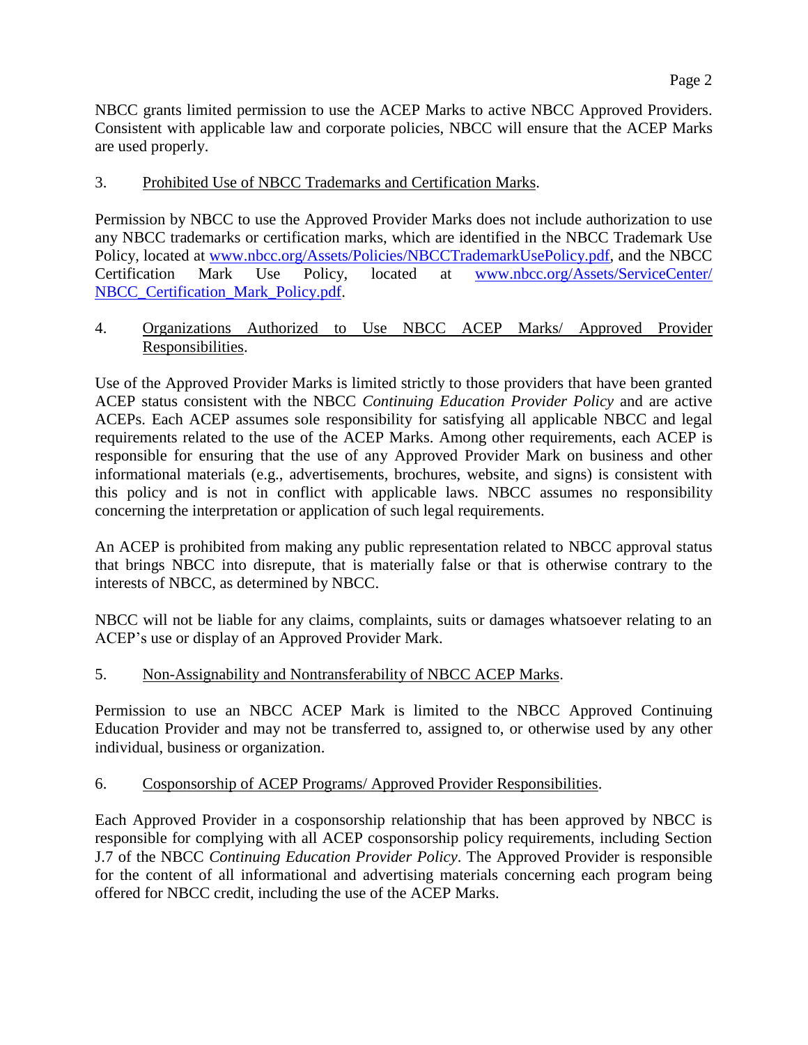NBCC grants limited permission to use the ACEP Marks to active NBCC Approved Providers. Consistent with applicable law and corporate policies, NBCC will ensure that the ACEP Marks are used properly.

3. Prohibited Use of NBCC Trademarks and Certification Marks.

Permission by NBCC to use the Approved Provider Marks does not include authorization to use any NBCC trademarks or certification marks, which are identified in the NBCC Trademark Use Policy, located at [www.nbcc.org/Assets/Policies/NBCCTrademarkUsePolicy.pdf](www.nbcc.org/Assets/Policies/NBCCTrademarkUsePolicy.pdf), and the NBCC Certification Mark Use Policy, located at [www.nbcc.org/Assets/ServiceCenter/NBCC_Certification_Mark_Policy.pdf](www.nbcc.org/Assets/ServiceCenter/NBCC_Certification_Mark_Policy.pdf).

4. Organizations Authorized to Use NBCC ACEP Marks/ Approved Provider Responsibilities.

Use of the Approved Provider Marks is limited strictly to those providers that have been granted ACEP status consistent with the NBCC *Continuing Education Provider Policy* and are active ACEPs. Each ACEP assumes sole responsibility for satisfying all applicable NBCC and legal requirements related to the use of the ACEP Marks. Among other requirements, each ACEP is responsible for ensuring that the use of any Approved Provider Mark on business and other informational materials (e.g., advertisements, brochures, website, and signs) is consistent with this policy and is not in conflict with applicable laws. NBCC assumes no responsibility concerning the interpretation or application of such legal requirements.

An ACEP is prohibited from making any public representation related to NBCC approval status that brings NBCC into disrepute, that is materially false or that is otherwise contrary to the interests of NBCC, as determined by NBCC.

NBCC will not be liable for any claims, complaints, suits or damages whatsoever relating to an ACEP's use or display of an Approved Provider Mark.

5. Non-Assignability and Nontransferability of NBCC ACEP Marks.

Permission to use an NBCC ACEP Mark is limited to the NBCC Approved Continuing Education Provider and may not be transferred to, assigned to, or otherwise used by any other individual, business or organization.

6. Cosponsorship of ACEP Programs/ Approved Provider Responsibilities.

Each Approved Provider in a cosponsorship relationship that has been approved by NBCC is responsible for complying with all ACEP cosponsorship policy requirements, including Section J.7 of the NBCC *Continuing Education Provider Policy*. The Approved Provider is responsible for the content of all informational and advertising materials concerning each program being offered for NBCC credit, including the use of the ACEP Marks.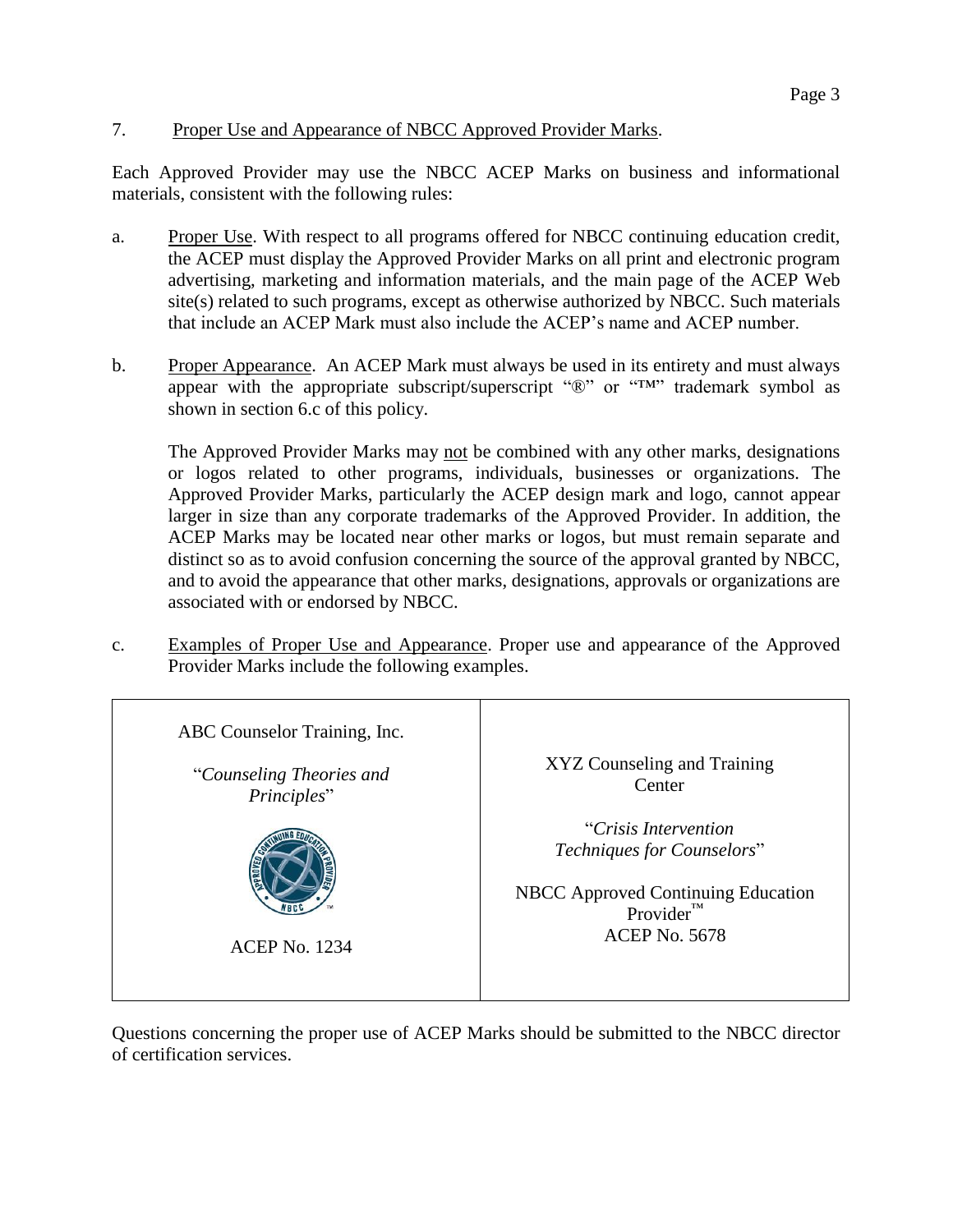7. Proper Use and Appearance of NBCC Approved Provider Marks.

Each Approved Provider may use the NBCC ACEP Marks on business and informational materials, consistent with the following rules:

a. Proper Use. With respect to all programs offered for NBCC continuing education credit, the ACEP must display the Approved Provider Marks on all print and electronic program advertising, marketing and information materials, and the main page of the ACEP Web site(s) related to such programs, except as otherwise authorized by NBCC. Such materials that include an ACEP Mark must also include the ACEP's name and ACEP number.

b. Proper Appearance. An ACEP Mark must always be used in its entirety and must always appear with the appropriate subscript/superscript "®" or "™" trademark symbol as shown in section 6.c of this policy.

   The Approved Provider Marks may not be combined with any other marks, designations or logos related to other programs, individuals, businesses or organizations. The Approved Provider Marks, particularly the ACEP design mark and logo, cannot appear larger in size than any corporate trademarks of the Approved Provider. In addition, the ACEP Marks may be located near other marks or logos, but must remain separate and distinct so as to avoid confusion concerning the source of the approval granted by NBCC, and to avoid the appearance that other marks, designations, approvals or organizations are associated with or endorsed by NBCC.

c. Examples of Proper Use and Appearance. Proper use and appearance of the Approved Provider Marks include the following examples.

| ABC Counselor Training, Inc. | XYZ Counseling and Training Center |
| --- | --- |
| "*Counseling Theories and Principles*" | "*Crisis Intervention Techniques for Counselors*" |
| APPROVED CONTINUING EDUCATION PROVIDER NBCC ™ | NBCC Approved Continuing Education Provider™ |
| ACEP No. 1234 | ACEP No. 5678 |

Questions concerning the proper use of ACEP Marks should be submitted to the NBCC director of certification services.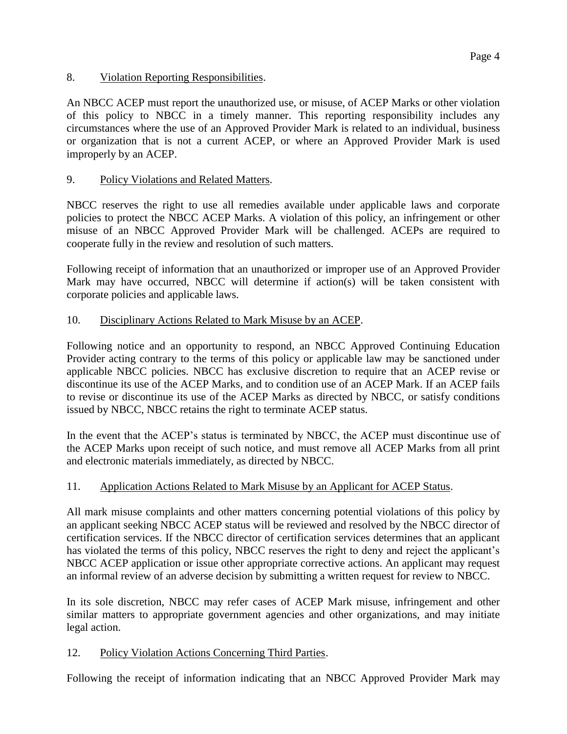8. Violation Reporting Responsibilities.

An NBCC ACEP must report the unauthorized use, or misuse, of ACEP Marks or other violation of this policy to NBCC in a timely manner. This reporting responsibility includes any circumstances where the use of an Approved Provider Mark is related to an individual, business or organization that is not a current ACEP, or where an Approved Provider Mark is used improperly by an ACEP.

9. Policy Violations and Related Matters.

NBCC reserves the right to use all remedies available under applicable laws and corporate policies to protect the NBCC ACEP Marks. A violation of this policy, an infringement or other misuse of an NBCC Approved Provider Mark will be challenged. ACEPs are required to cooperate fully in the review and resolution of such matters.

Following receipt of information that an unauthorized or improper use of an Approved Provider Mark may have occurred, NBCC will determine if action(s) will be taken consistent with corporate policies and applicable laws.

10. Disciplinary Actions Related to Mark Misuse by an ACEP.

Following notice and an opportunity to respond, an NBCC Approved Continuing Education Provider acting contrary to the terms of this policy or applicable law may be sanctioned under applicable NBCC policies. NBCC has exclusive discretion to require that an ACEP revise or discontinue its use of the ACEP Marks, and to condition use of an ACEP Mark. If an ACEP fails to revise or discontinue its use of the ACEP Marks as directed by NBCC, or satisfy conditions issued by NBCC, NBCC retains the right to terminate ACEP status.

In the event that the ACEP's status is terminated by NBCC, the ACEP must discontinue use of the ACEP Marks upon receipt of such notice, and must remove all ACEP Marks from all print and electronic materials immediately, as directed by NBCC.

11. Application Actions Related to Mark Misuse by an Applicant for ACEP Status.

All mark misuse complaints and other matters concerning potential violations of this policy by an applicant seeking NBCC ACEP status will be reviewed and resolved by the NBCC director of certification services. If the NBCC director of certification services determines that an applicant has violated the terms of this policy, NBCC reserves the right to deny and reject the applicant's NBCC ACEP application or issue other appropriate corrective actions. An applicant may request an informal review of an adverse decision by submitting a written request for review to NBCC.

In its sole discretion, NBCC may refer cases of ACEP Mark misuse, infringement and other similar matters to appropriate government agencies and other organizations, and may initiate legal action.

12. Policy Violation Actions Concerning Third Parties.

Following the receipt of information indicating that an NBCC Approved Provider Mark may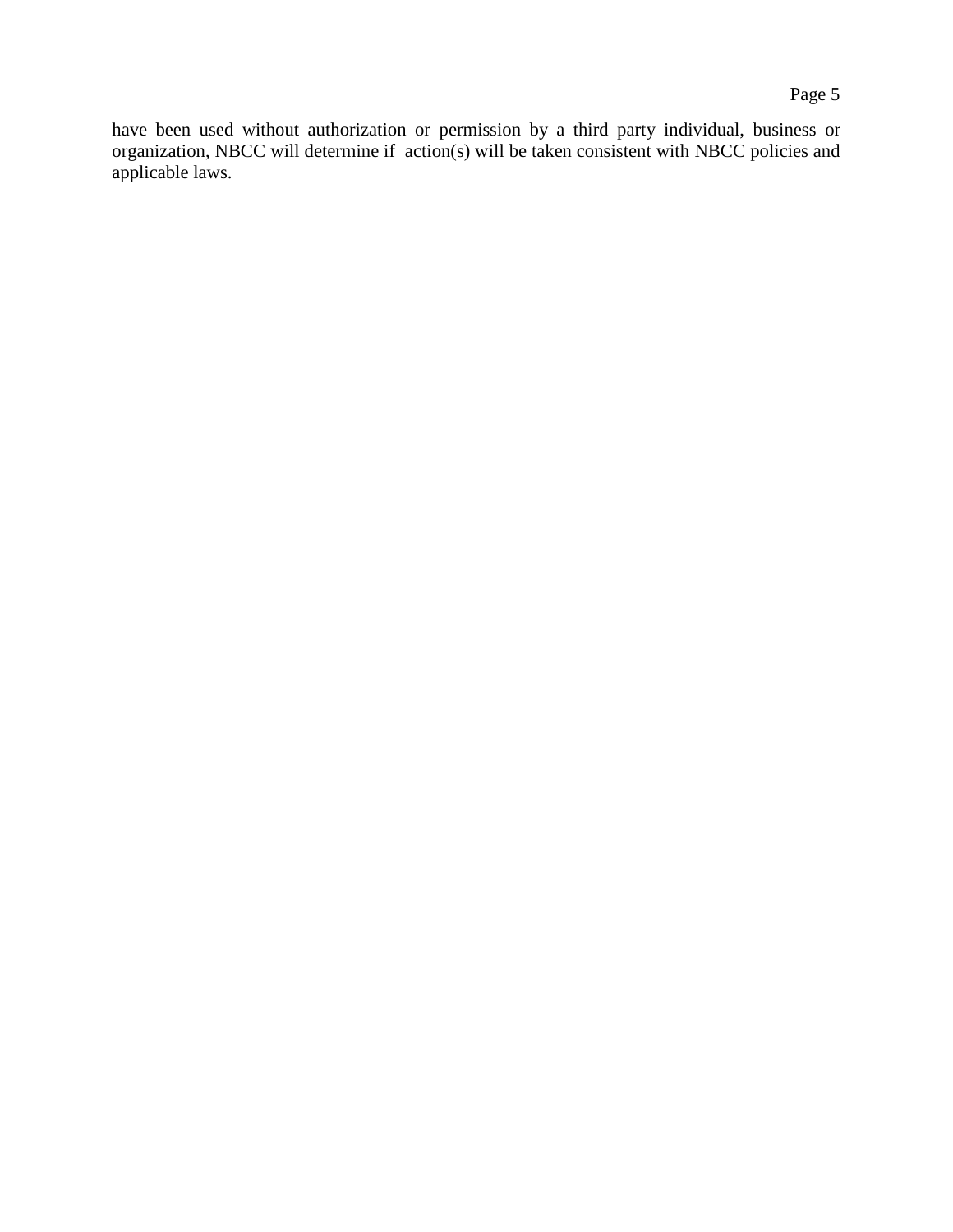have been used without authorization or permission by a third party individual, business or organization, NBCC will determine if action(s) will be taken consistent with NBCC policies and applicable laws.